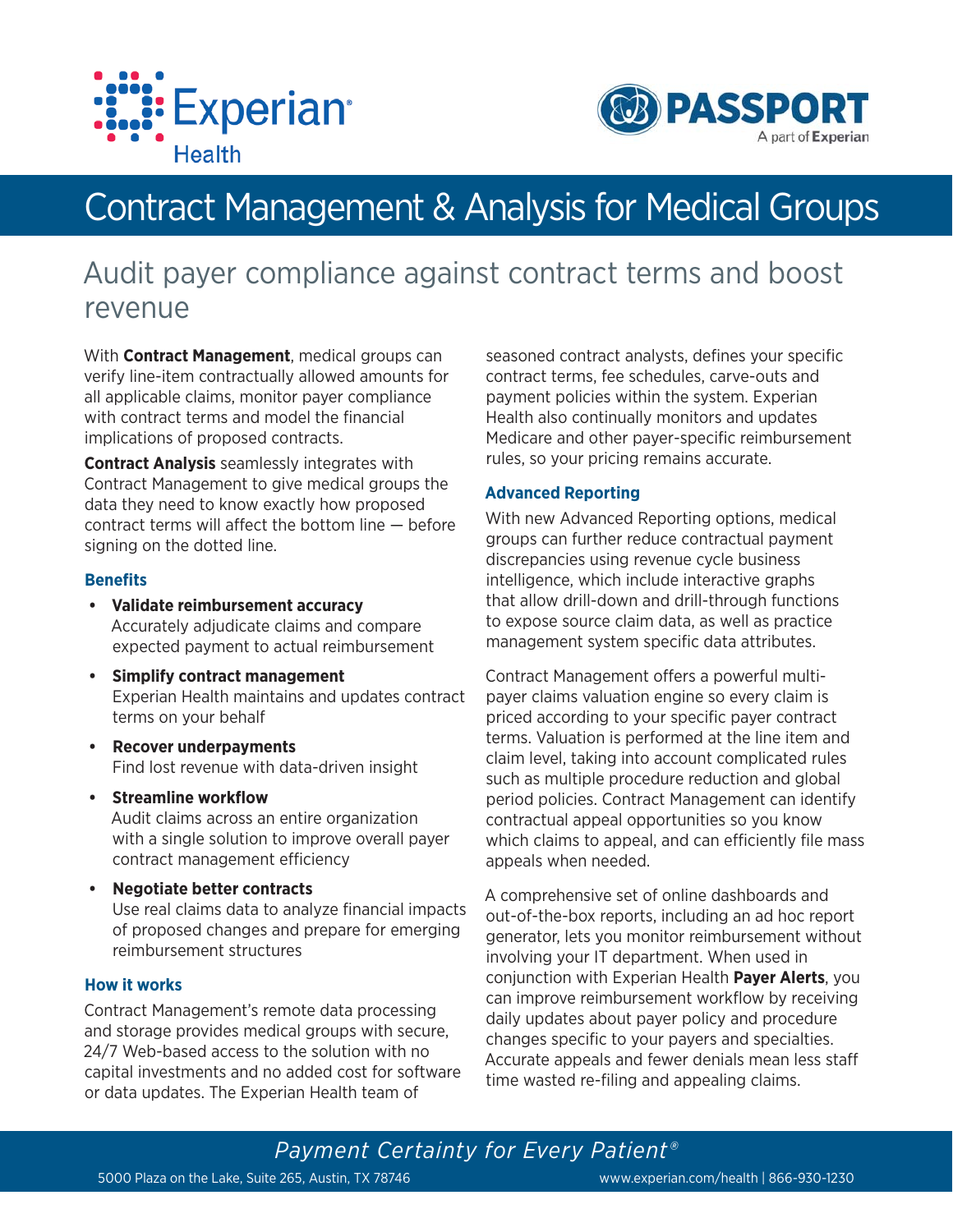Experian Health

PASSPORT A part of Experian

# Contract Management & Analysis for Medical Groups

## Audit payer compliance against contract terms and boost revenue

With **Contract Management**, medical groups can verify line-item contractually allowed amounts for all applicable claims, monitor payer compliance with contract terms and model the financial implications of proposed contracts.

**Contract Analysis** seamlessly integrates with Contract Management to give medical groups the data they need to know exactly how proposed contract terms will affect the bottom line — before signing on the dotted line.

### Benefits

- **Validate reimbursement accuracy**
  Accurately adjudicate claims and compare expected payment to actual reimbursement
- **Simplify contract management**
  Experian Health maintains and updates contract terms on your behalf
- **Recover underpayments**
  Find lost revenue with data-driven insight
- **Streamline workflow**
  Audit claims across an entire organization with a single solution to improve overall payer contract management efficiency
- **Negotiate better contracts**
  Use real claims data to analyze financial impacts of proposed changes and prepare for emerging reimbursement structures

### How it works

Contract Management's remote data processing and storage provides medical groups with secure, 24/7 Web-based access to the solution with no capital investments and no added cost for software or data updates. The Experian Health team of seasoned contract analysts, defines your specific contract terms, fee schedules, carve-outs and payment policies within the system. Experian Health also continually monitors and updates Medicare and other payer-specific reimbursement rules, so your pricing remains accurate.

### Advanced Reporting

With new Advanced Reporting options, medical groups can further reduce contractual payment discrepancies using revenue cycle business intelligence, which include interactive graphs that allow drill-down and drill-through functions to expose source claim data, as well as practice management system specific data attributes.

Contract Management offers a powerful multi-payer claims valuation engine so every claim is priced according to your specific payer contract terms. Valuation is performed at the line item and claim level, taking into account complicated rules such as multiple procedure reduction and global period policies. Contract Management can identify contractual appeal opportunities so you know which claims to appeal, and can efficiently file mass appeals when needed.

A comprehensive set of online dashboards and out-of-the-box reports, including an ad hoc report generator, lets you monitor reimbursement without involving your IT department. When used in conjunction with Experian Health **Payer Alerts**, you can improve reimbursement workflow by receiving daily updates about payer policy and procedure changes specific to your payers and specialties. Accurate appeals and fewer denials mean less staff time wasted re-filing and appealing claims.

*Payment Certainty for Every Patient®*

5000 Plaza on the Lake, Suite 265, Austin, TX 78746 | www.experian.com/health | 866-930-1230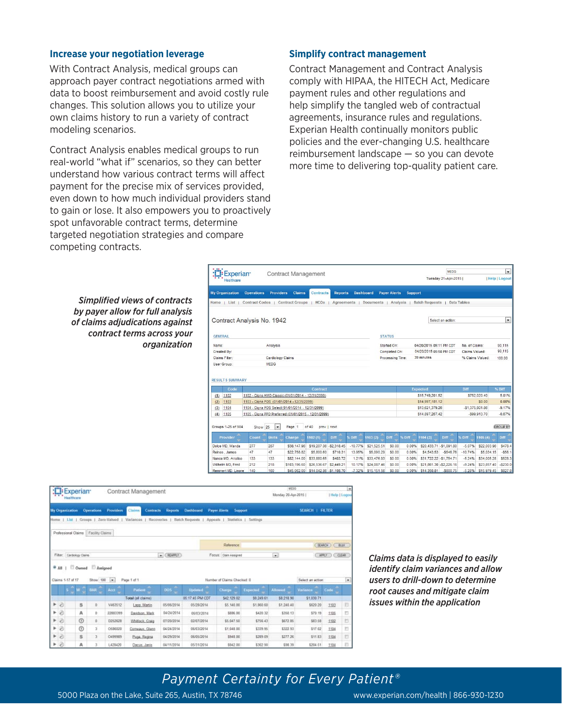## Increase your negotiation leverage

With Contract Analysis, medical groups can approach payer contract negotiations armed with data to boost reimbursement and avoid costly rule changes. This solution allows you to utilize your own claims history to run a variety of contract modeling scenarios.

Contract Analysis enables medical groups to run real-world "what if" scenarios, so they can better understand how various contract terms will affect payment for the precise mix of services provided, even down to how much individual providers stand to gain or lose. It also empowers you to proactively spot unfavorable contract terms, determine targeted negotiation strategies and compare competing contracts.

## Simplify contract management

Contract Management and Contract Analysis comply with HIPAA, the HITECH Act, Medicare payment rules and other regulations and help simplify the tangled web of contractual agreements, insurance rules and regulations. Experian Health continually monitors public policies and the ever-changing U.S. healthcare reimbursement landscape — so you can devote more time to delivering top-quality patient care.

*Simplified views of contracts by payer allow for full analysis of claims adjudications against contract terms across your organization*

*Claims data is displayed to easily identify claim variances and allow users to drill-down to determine root causes and mitigate claim issues within the application*

*Payment Certainty for Every Patient®*

5000 Plaza on the Lake, Suite 265, Austin, TX 78746

www.experian.com/health | 866-930-1230